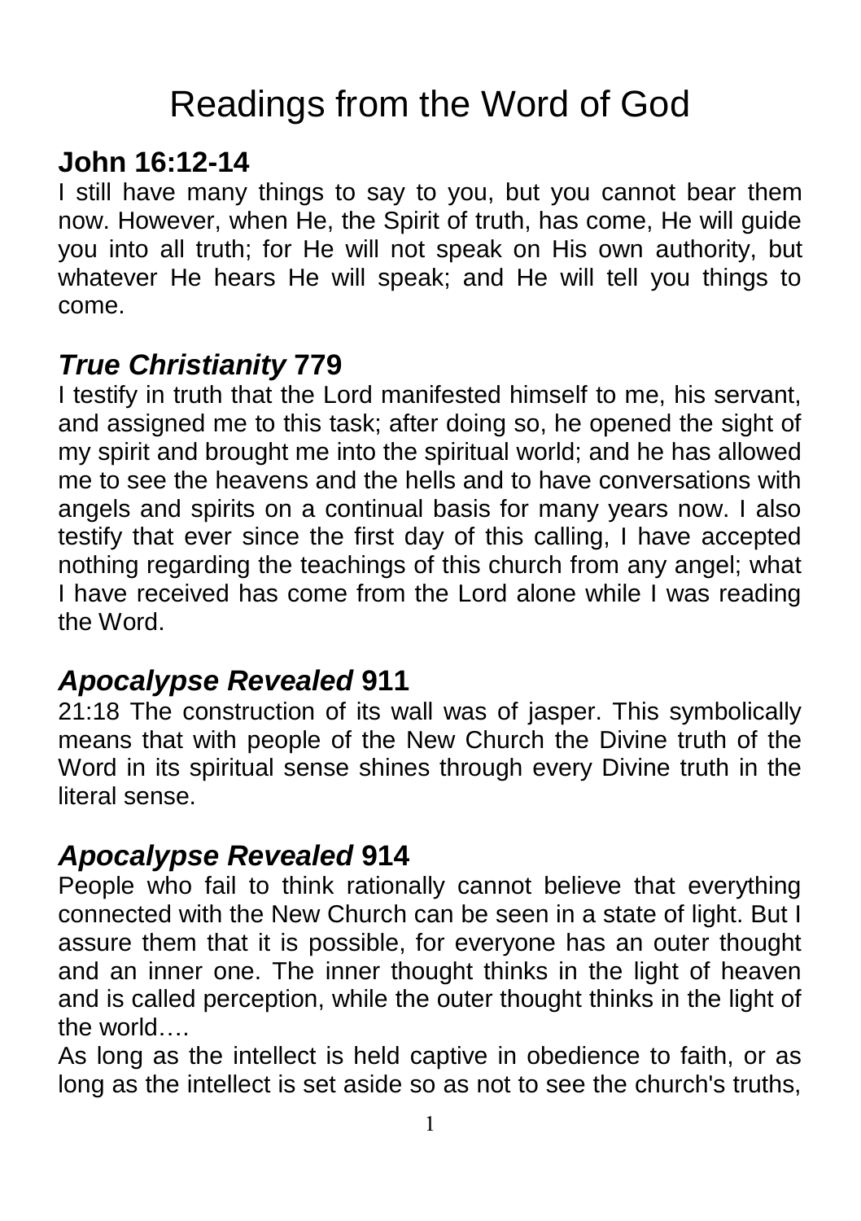# Readings from the Word of God

## John 16:12-14

I still have many things to say to you, but you cannot bear them now. However, when He, the Spirit of truth, has come, He will guide you into all truth; for He will not speak on His own authority, but whatever He hears He will speak; and He will tell you things to come.

## *True Christianity* 779

I testify in truth that the Lord manifested himself to me, his servant, and assigned me to this task; after doing so, he opened the sight of my spirit and brought me into the spiritual world; and he has allowed me to see the heavens and the hells and to have conversations with angels and spirits on a continual basis for many years now. I also testify that ever since the first day of this calling, I have accepted nothing regarding the teachings of this church from any angel; what I have received has come from the Lord alone while I was reading the Word.

## *Apocalypse Revealed* 911

21:18 The construction of its wall was of jasper. This symbolically means that with people of the New Church the Divine truth of the Word in its spiritual sense shines through every Divine truth in the literal sense.

## *Apocalypse Revealed* 914

People who fail to think rationally cannot believe that everything connected with the New Church can be seen in a state of light. But I assure them that it is possible, for everyone has an outer thought and an inner one. The inner thought thinks in the light of heaven and is called perception, while the outer thought thinks in the light of the world….

As long as the intellect is held captive in obedience to faith, or as long as the intellect is set aside so as not to see the church's truths,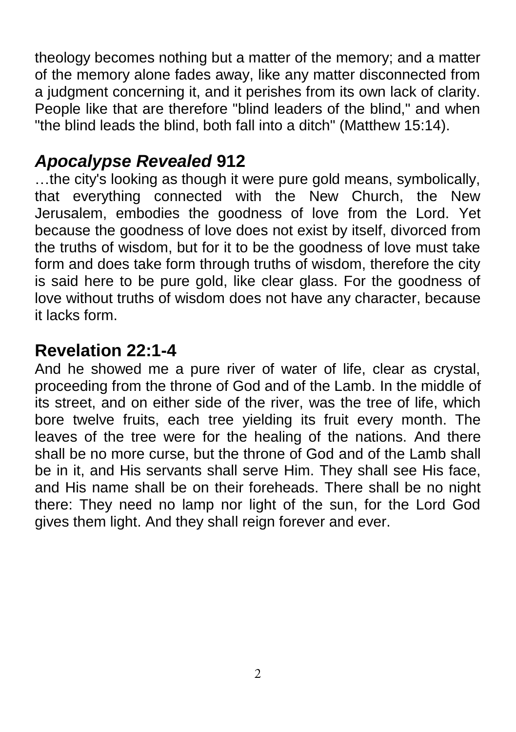theology becomes nothing but a matter of the memory; and a matter of the memory alone fades away, like any matter disconnected from a judgment concerning it, and it perishes from its own lack of clarity. People like that are therefore "blind leaders of the blind," and when "the blind leads the blind, both fall into a ditch" (Matthew 15:14).

## ***Apocalypse Revealed* 912**

…the city's looking as though it were pure gold means, symbolically, that everything connected with the New Church, the New Jerusalem, embodies the goodness of love from the Lord. Yet because the goodness of love does not exist by itself, divorced from the truths of wisdom, but for it to be the goodness of love must take form and does take form through truths of wisdom, therefore the city is said here to be pure gold, like clear glass. For the goodness of love without truths of wisdom does not have any character, because it lacks form.

## **Revelation 22:1-4**

And he showed me a pure river of water of life, clear as crystal, proceeding from the throne of God and of the Lamb. In the middle of its street, and on either side of the river, was the tree of life, which bore twelve fruits, each tree yielding its fruit every month. The leaves of the tree were for the healing of the nations. And there shall be no more curse, but the throne of God and of the Lamb shall be in it, and His servants shall serve Him. They shall see His face, and His name shall be on their foreheads. There shall be no night there: They need no lamp nor light of the sun, for the Lord God gives them light. And they shall reign forever and ever.